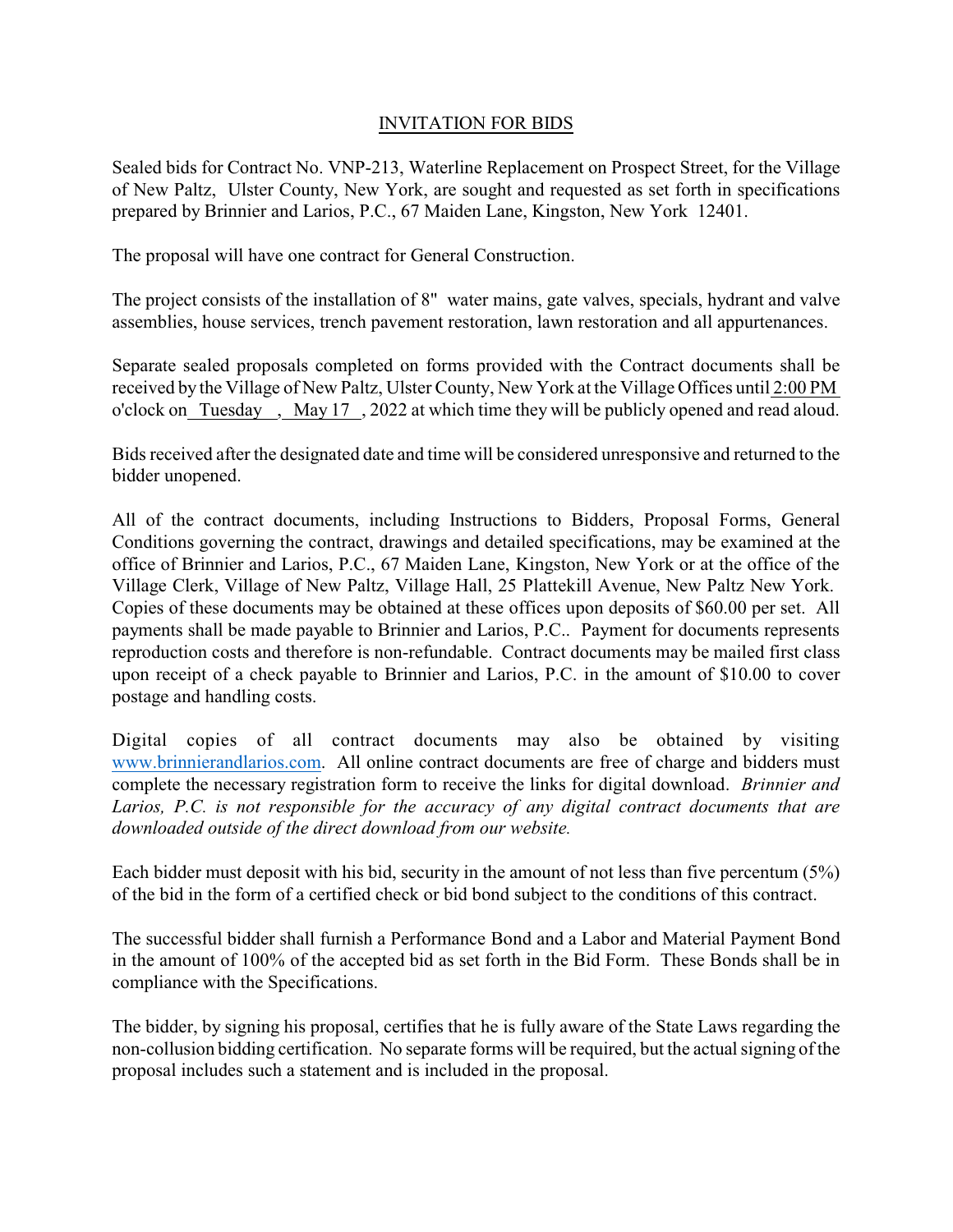# INVITATION FOR BIDS

Sealed bids for Contract No. VNP-213, Waterline Replacement on Prospect Street, for the Village of New Paltz, Ulster County, New York, are sought and requested as set forth in specifications prepared by Brinnier and Larios, P.C., 67 Maiden Lane, Kingston, New York 12401.

The proposal will have one contract for General Construction.

The project consists of the installation of 8" water mains, gate valves, specials, hydrant and valve assemblies, house services, trench pavement restoration, lawn restoration and all appurtenances.

Separate sealed proposals completed on forms provided with the Contract documents shall be received by the Village of New Paltz, Ulster County, New York at the Village Offices until 2:00 PM o'clock on Tuesday, May 17, 2022 at which time they will be publicly opened and read aloud.

Bids received after the designated date and time will be considered unresponsive and returned to the bidder unopened.

All of the contract documents, including Instructions to Bidders, Proposal Forms, General Conditions governing the contract, drawings and detailed specifications, may be examined at the office of Brinnier and Larios, P.C., 67 Maiden Lane, Kingston, New York or at the office of the Village Clerk, Village of New Paltz, Village Hall, 25 Plattekill Avenue, New Paltz New York. Copies of these documents may be obtained at these offices upon deposits of $60.00 per set. All payments shall be made payable to Brinnier and Larios, P.C.. Payment for documents represents reproduction costs and therefore is non-refundable. Contract documents may be mailed first class upon receipt of a check payable to Brinnier and Larios, P.C. in the amount of $10.00 to cover postage and handling costs.

Digital copies of all contract documents may also be obtained by visiting www.brinnierandlarios.com. All online contract documents are free of charge and bidders must complete the necessary registration form to receive the links for digital download. *Brinnier and Larios, P.C. is not responsible for the accuracy of any digital contract documents that are downloaded outside of the direct download from our website.*

Each bidder must deposit with his bid, security in the amount of not less than five percentum (5%) of the bid in the form of a certified check or bid bond subject to the conditions of this contract.

The successful bidder shall furnish a Performance Bond and a Labor and Material Payment Bond in the amount of 100% of the accepted bid as set forth in the Bid Form. These Bonds shall be in compliance with the Specifications.

The bidder, by signing his proposal, certifies that he is fully aware of the State Laws regarding the non-collusion bidding certification. No separate forms will be required, but the actual signing of the proposal includes such a statement and is included in the proposal.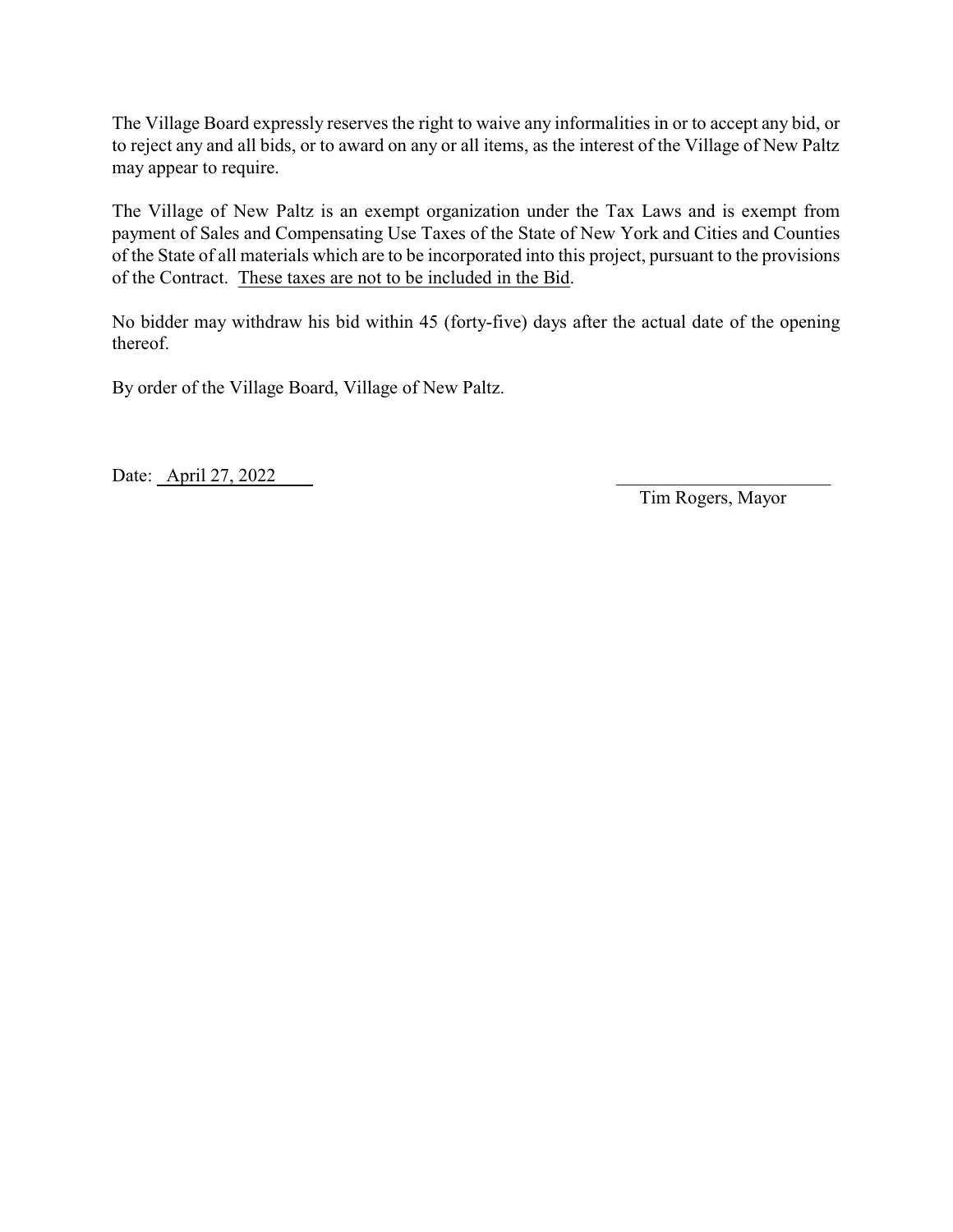The Village Board expressly reserves the right to waive any informalities in or to accept any bid, or to reject any and all bids, or to award on any or all items, as the interest of the Village of New Paltz may appear to require.

The Village of New Paltz is an exempt organization under the Tax Laws and is exempt from payment of Sales and Compensating Use Taxes of the State of New York and Cities and Counties of the State of all materials which are to be incorporated into this project, pursuant to the provisions of the Contract. These taxes are not to be included in the Bid.

No bidder may withdraw his bid within 45 (forty-five) days after the actual date of the opening thereof.

By order of the Village Board, Village of New Paltz.

Date: April 27, 2022

\_\_\_\_\_\_\_\_\_\_\_\_\_\_\_\_\_\_\_\_\_\_\_\_

Tim Rogers, Mayor